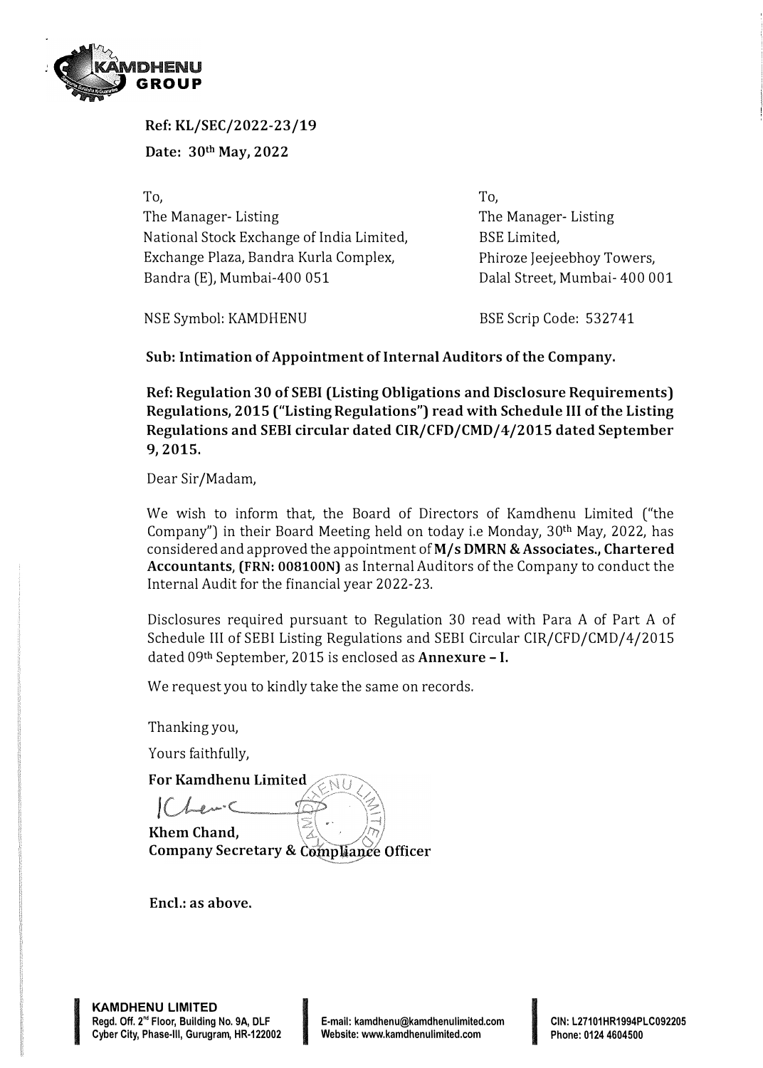**Ref: KL/SEC/2022-23/19**

**Date: 30th May, 2022**

To,
The Manager- Listing
National Stock Exchange of India Limited,
Exchange Plaza, Bandra Kurla Complex,
Bandra (E), Mumbai-400 051

NSE Symbol: KAMDHENU

To,
The Manager- Listing
BSE Limited,
Phiroze Jeejeebhoy Towers,
Dalal Street, Mumbai- 400 001

BSE Scrip Code: 532741

**Sub: Intimation of Appointment of Internal Auditors of the Company.**

**Ref: Regulation 30 of SEBI (Listing Obligations and Disclosure Requirements) Regulations, 2015 ("Listing Regulations") read with Schedule III of the Listing Regulations and SEBI circular dated CIR/CFD/CMD/4/2015 dated September 9, 2015.**

Dear Sir/Madam,

We wish to inform that, the Board of Directors of Kamdhenu Limited ("the Company") in their Board Meeting held on today i.e Monday, 30th May, 2022, has considered and approved the appointment of **M/s DMRN & Associates., Chartered Accountants**, **(FRN: 008100N)** as Internal Auditors of the Company to conduct the Internal Audit for the financial year 2022-23.

Disclosures required pursuant to Regulation 30 read with Para A of Part A of Schedule III of SEBI Listing Regulations and SEBI Circular CIR/CFD/CMD/4/2015 dated 09th September, 2015 is enclosed as **Annexure – I.**

We request you to kindly take the same on records.

Thanking you,

Yours faithfully,

**For Kamdhenu Limited**

**Khem Chand,**
**Company Secretary & Compliance Officer**

**Encl.: as above.**

**KAMDHENU LIMITED**
Regd. Off. 2nd Floor, Building No. 9A, DLF Cyber City, Phase-III, Gurugram, HR-122002
E-mail: kamdhenu@kamdhenulimited.com
Website: www.kamdhenulimited.com
CIN: L27101HR1994PLC092205
Phone: 0124 4604500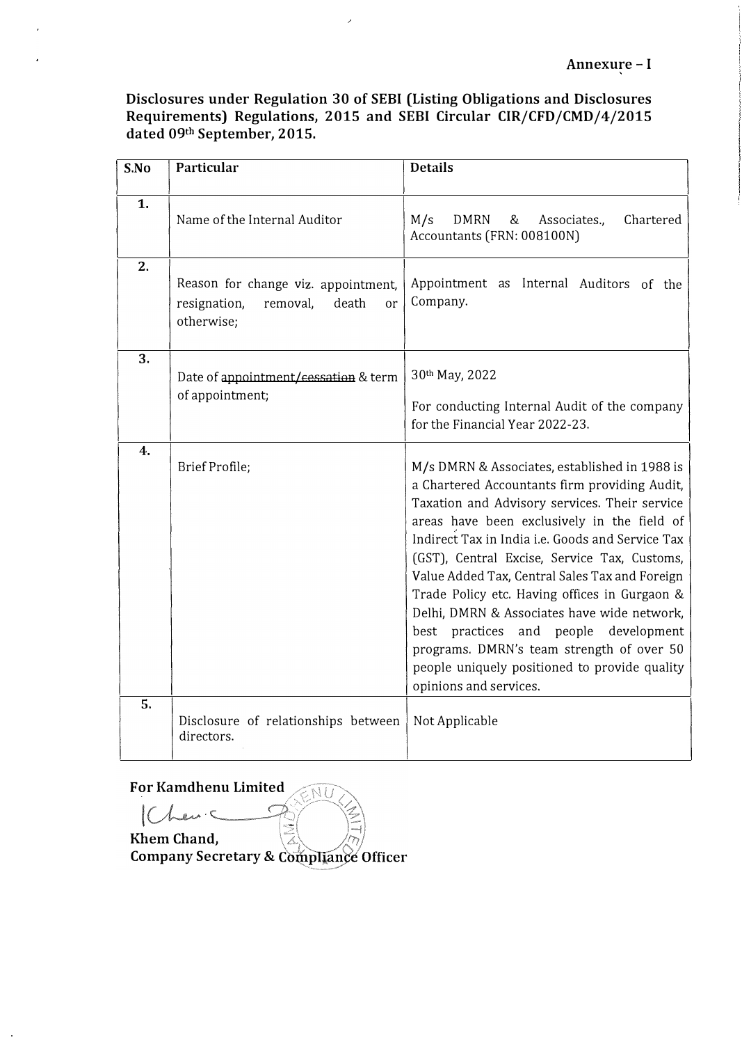**Annexure – I**

**Disclosures under Regulation 30 of SEBI (Listing Obligations and Disclosures Requirements) Regulations, 2015 and SEBI Circular CIR/CFD/CMD/4/2015 dated 09th September, 2015.**

| S.No | Particular | Details |
|---|---|---|
| 1. | Name of the Internal Auditor | M/s DMRN & Associates., Chartered Accountants (FRN: 008100N) |
| 2. | Reason for change viz. appointment, resignation, removal, death or otherwise; | Appointment as Internal Auditors of the Company. |
| 3. | Date of appointment/~~cessation~~ & term of appointment; | 30th May, 2022<br><br>For conducting Internal Audit of the company for the Financial Year 2022-23. |
| 4. | Brief Profile; | M/s DMRN & Associates, established in 1988 is a Chartered Accountants firm providing Audit, Taxation and Advisory services. Their service areas have been exclusively in the field of Indirect Tax in India i.e. Goods and Service Tax (GST), Central Excise, Service Tax, Customs, Value Added Tax, Central Sales Tax and Foreign Trade Policy etc. Having offices in Gurgaon & Delhi, DMRN & Associates have wide network, best practices and people development programs. DMRN's team strength of over 50 people uniquely positioned to provide quality opinions and services. |
| 5. | Disclosure of relationships between directors. | Not Applicable |

**For Kamdhenu Limited**

**Khem Chand,**
**Company Secretary & Compliance Officer**